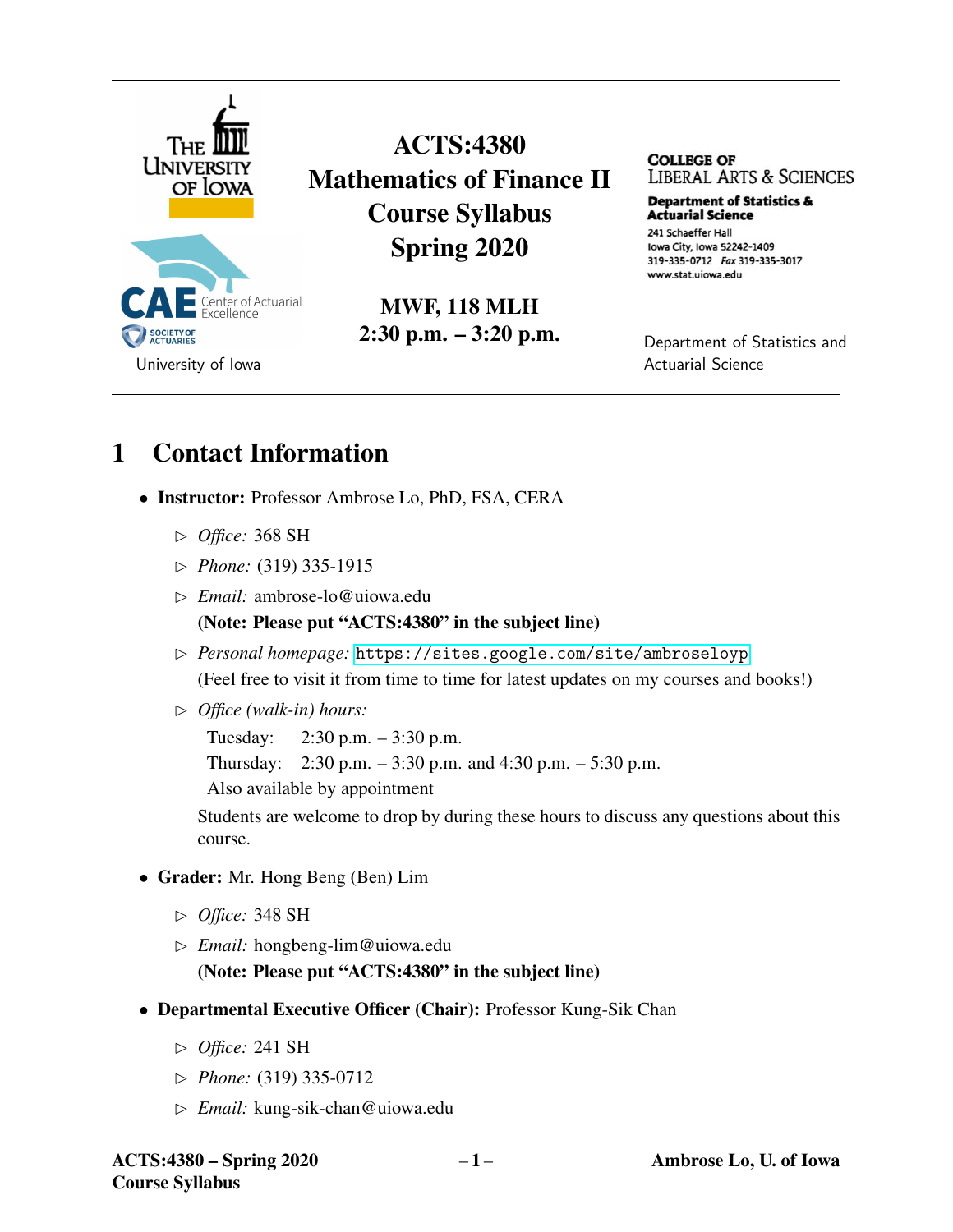# ACTS:4380 Mathematics of Finance II Course Syllabus Spring 2020

**MWF, 118 MLH**
**2:30 p.m. – 3:20 p.m.**

The University of Iowa

CAE Center of Actuarial Excellence
Society of Actuaries
University of Iowa

College of Liberal Arts & Sciences
Department of Statistics & Actuarial Science
241 Schaeffer Hall
Iowa City, Iowa 52242-1409
319-335-0712 *Fax* 319-335-3017
www.stat.uiowa.edu

Department of Statistics and Actuarial Science

## 1 Contact Information

- **Instructor:** Professor Ambrose Lo, PhD, FSA, CERA
  - ▷ *Office:* 368 SH
  - ▷ *Phone:* (319) 335-1915
  - ▷ *Email:* ambrose-lo@uiowa.edu
    **(Note: Please put "ACTS:4380" in the subject line)**
  - ▷ *Personal homepage:* https://sites.google.com/site/ambroseloyp
    (Feel free to visit it from time to time for latest updates on my courses and books!)
  - ▷ *Office (walk-in) hours:*
    Tuesday: 2:30 p.m. – 3:30 p.m.
    Thursday: 2:30 p.m. – 3:30 p.m. and 4:30 p.m. – 5:30 p.m.
    Also available by appointment

    Students are welcome to drop by during these hours to discuss any questions about this course.

- **Grader:** Mr. Hong Beng (Ben) Lim
  - ▷ *Office:* 348 SH
  - ▷ *Email:* hongbeng-lim@uiowa.edu
    **(Note: Please put "ACTS:4380" in the subject line)**

- **Departmental Executive Officer (Chair):** Professor Kung-Sik Chan
  - ▷ *Office:* 241 SH
  - ▷ *Phone:* (319) 335-0712
  - ▷ *Email:* kung-sik-chan@uiowa.edu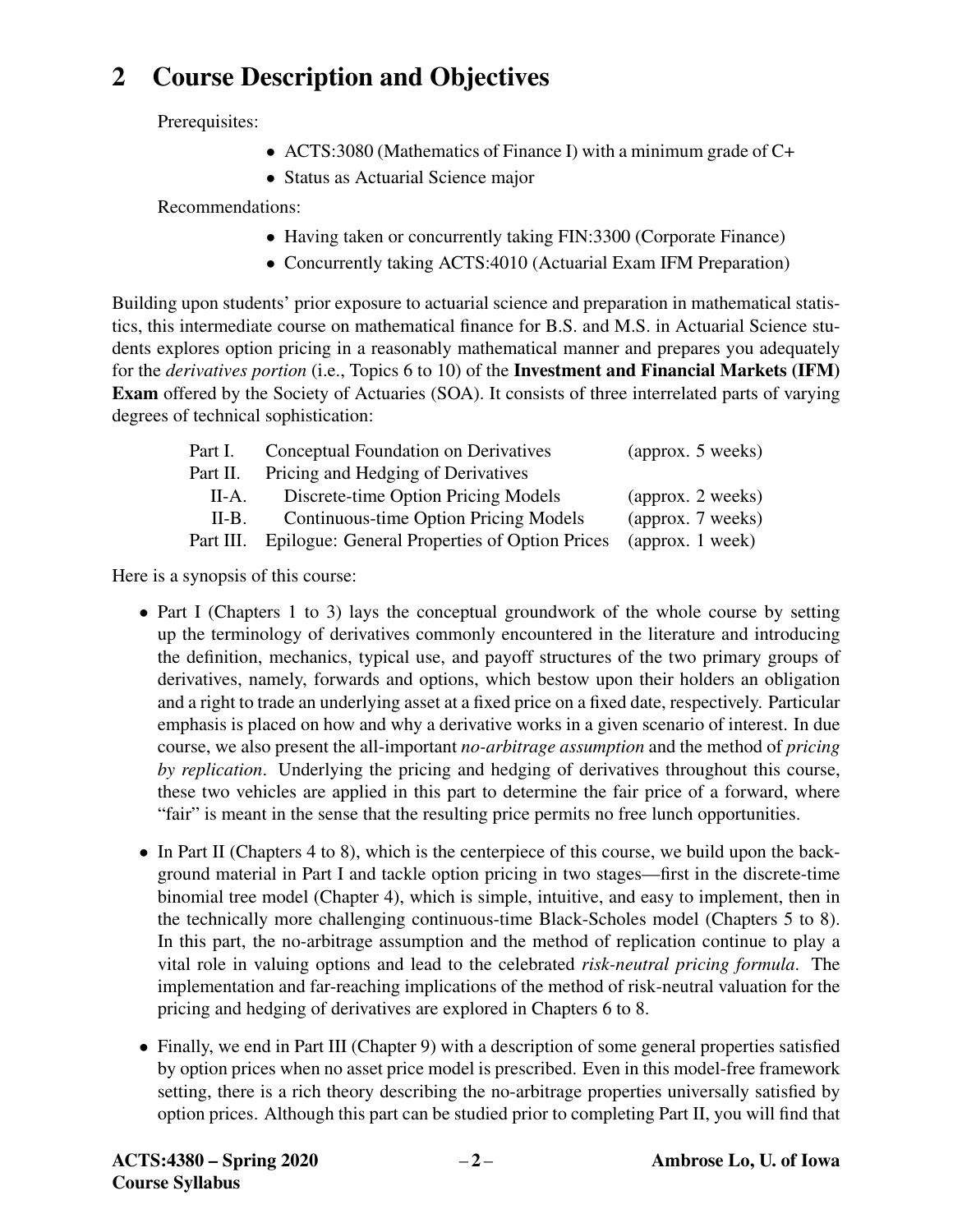## 2 Course Description and Objectives

Prerequisites:

- ACTS:3080 (Mathematics of Finance I) with a minimum grade of C+
- Status as Actuarial Science major

Recommendations:

- Having taken or concurrently taking FIN:3300 (Corporate Finance)
- Concurrently taking ACTS:4010 (Actuarial Exam IFM Preparation)

Building upon students' prior exposure to actuarial science and preparation in mathematical statistics, this intermediate course on mathematical finance for B.S. and M.S. in Actuarial Science students explores option pricing in a reasonably mathematical manner and prepares you adequately for the *derivatives portion* (i.e., Topics 6 to 10) of the **Investment and Financial Markets (IFM) Exam** offered by the Society of Actuaries (SOA). It consists of three interrelated parts of varying degrees of technical sophistication:

| | | |
|---|---|---|
| Part I. | Conceptual Foundation on Derivatives | (approx. 5 weeks) |
| Part II. | Pricing and Hedging of Derivatives | |
| II-A. | Discrete-time Option Pricing Models | (approx. 2 weeks) |
| II-B. | Continuous-time Option Pricing Models | (approx. 7 weeks) |
| Part III. | Epilogue: General Properties of Option Prices | (approx. 1 week) |

Here is a synopsis of this course:

- Part I (Chapters 1 to 3) lays the conceptual groundwork of the whole course by setting up the terminology of derivatives commonly encountered in the literature and introducing the definition, mechanics, typical use, and payoff structures of the two primary groups of derivatives, namely, forwards and options, which bestow upon their holders an obligation and a right to trade an underlying asset at a fixed price on a fixed date, respectively. Particular emphasis is placed on how and why a derivative works in a given scenario of interest. In due course, we also present the all-important *no-arbitrage assumption* and the method of *pricing by replication*. Underlying the pricing and hedging of derivatives throughout this course, these two vehicles are applied in this part to determine the fair price of a forward, where "fair" is meant in the sense that the resulting price permits no free lunch opportunities.

- In Part II (Chapters 4 to 8), which is the centerpiece of this course, we build upon the background material in Part I and tackle option pricing in two stages—first in the discrete-time binomial tree model (Chapter 4), which is simple, intuitive, and easy to implement, then in the technically more challenging continuous-time Black-Scholes model (Chapters 5 to 8). In this part, the no-arbitrage assumption and the method of replication continue to play a vital role in valuing options and lead to the celebrated *risk-neutral pricing formula*. The implementation and far-reaching implications of the method of risk-neutral valuation for the pricing and hedging of derivatives are explored in Chapters 6 to 8.

- Finally, we end in Part III (Chapter 9) with a description of some general properties satisfied by option prices when no asset price model is prescribed. Even in this model-free framework setting, there is a rich theory describing the no-arbitrage properties universally satisfied by option prices. Although this part can be studied prior to completing Part II, you will find that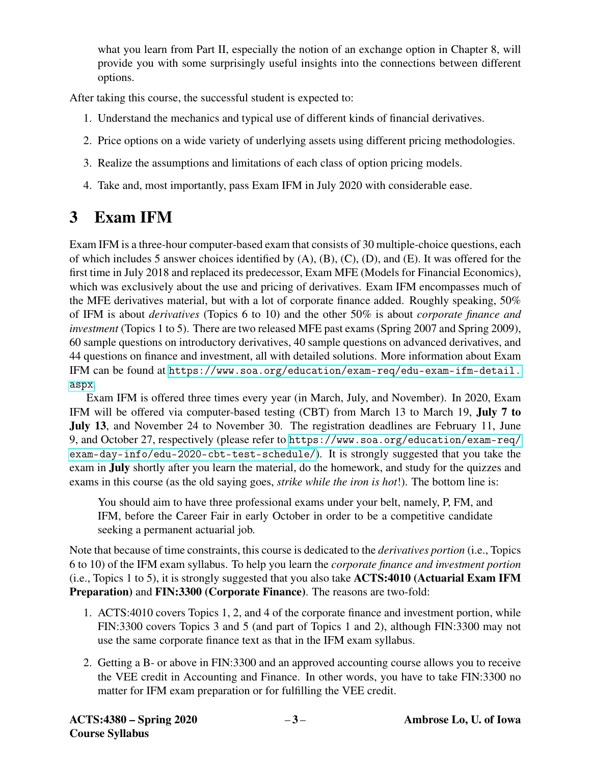what you learn from Part II, especially the notion of an exchange option in Chapter 8, will provide you with some surprisingly useful insights into the connections between different options.

After taking this course, the successful student is expected to:

1. Understand the mechanics and typical use of different kinds of financial derivatives.

2. Price options on a wide variety of underlying assets using different pricing methodologies.

3. Realize the assumptions and limitations of each class of option pricing models.

4. Take and, most importantly, pass Exam IFM in July 2020 with considerable ease.

# 3 Exam IFM

Exam IFM is a three-hour computer-based exam that consists of 30 multiple-choice questions, each of which includes 5 answer choices identified by (A), (B), (C), (D), and (E). It was offered for the first time in July 2018 and replaced its predecessor, Exam MFE (Models for Financial Economics), which was exclusively about the use and pricing of derivatives. Exam IFM encompasses much of the MFE derivatives material, but with a lot of corporate finance added. Roughly speaking, 50% of IFM is about *derivatives* (Topics 6 to 10) and the other 50% is about *corporate finance and investment* (Topics 1 to 5). There are two released MFE past exams (Spring 2007 and Spring 2009), 60 sample questions on introductory derivatives, 40 sample questions on advanced derivatives, and 44 questions on finance and investment, all with detailed solutions. More information about Exam IFM can be found at https://www.soa.org/education/exam-req/edu-exam-ifm-detail.aspx.

Exam IFM is offered three times every year (in March, July, and November). In 2020, Exam IFM will be offered via computer-based testing (CBT) from March 13 to March 19, **July 7 to July 13**, and November 24 to November 30. The registration deadlines are February 11, June 9, and October 27, respectively (please refer to https://www.soa.org/education/exam-req/exam-day-info/edu-2020-cbt-test-schedule/). It is strongly suggested that you take the exam in **July** shortly after you learn the material, do the homework, and study for the quizzes and exams in this course (as the old saying goes, *strike while the iron is hot*!). The bottom line is:

> You should aim to have three professional exams under your belt, namely, P, FM, and IFM, before the Career Fair in early October in order to be a competitive candidate seeking a permanent actuarial job.

Note that because of time constraints, this course is dedicated to the *derivatives portion* (i.e., Topics 6 to 10) of the IFM exam syllabus. To help you learn the *corporate finance and investment portion* (i.e., Topics 1 to 5), it is strongly suggested that you also take **ACTS:4010 (Actuarial Exam IFM Preparation)** and **FIN:3300 (Corporate Finance)**. The reasons are two-fold:

1. ACTS:4010 covers Topics 1, 2, and 4 of the corporate finance and investment portion, while FIN:3300 covers Topics 3 and 5 (and part of Topics 1 and 2), although FIN:3300 may not use the same corporate finance text as that in the IFM exam syllabus.

2. Getting a B- or above in FIN:3300 and an approved accounting course allows you to receive the VEE credit in Accounting and Finance. In other words, you have to take FIN:3300 no matter for IFM exam preparation or for fulfilling the VEE credit.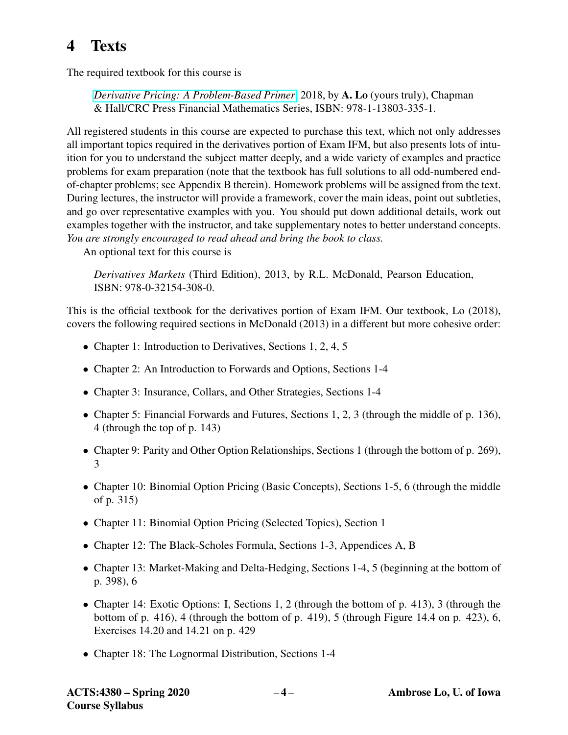# 4 Texts

The required textbook for this course is

> *Derivative Pricing: A Problem-Based Primer*, 2018, by **A. Lo** (yours truly), Chapman & Hall/CRC Press Financial Mathematics Series, ISBN: 978-1-13803-335-1.

All registered students in this course are expected to purchase this text, which not only addresses all important topics required in the derivatives portion of Exam IFM, but also presents lots of intuition for you to understand the subject matter deeply, and a wide variety of examples and practice problems for exam preparation (note that the textbook has full solutions to all odd-numbered end-of-chapter problems; see Appendix B therein). Homework problems will be assigned from the text. During lectures, the instructor will provide a framework, cover the main ideas, point out subtleties, and go over representative examples with you. You should put down additional details, work out examples together with the instructor, and take supplementary notes to better understand concepts. *You are strongly encouraged to read ahead and bring the book to class.*

An optional text for this course is

> *Derivatives Markets* (Third Edition), 2013, by R.L. McDonald, Pearson Education, ISBN: 978-0-32154-308-0.

This is the official textbook for the derivatives portion of Exam IFM. Our textbook, Lo (2018), covers the following required sections in McDonald (2013) in a different but more cohesive order:

- Chapter 1: Introduction to Derivatives, Sections 1, 2, 4, 5
- Chapter 2: An Introduction to Forwards and Options, Sections 1-4
- Chapter 3: Insurance, Collars, and Other Strategies, Sections 1-4
- Chapter 5: Financial Forwards and Futures, Sections 1, 2, 3 (through the middle of p. 136), 4 (through the top of p. 143)
- Chapter 9: Parity and Other Option Relationships, Sections 1 (through the bottom of p. 269), 3
- Chapter 10: Binomial Option Pricing (Basic Concepts), Sections 1-5, 6 (through the middle of p. 315)
- Chapter 11: Binomial Option Pricing (Selected Topics), Section 1
- Chapter 12: The Black-Scholes Formula, Sections 1-3, Appendices A, B
- Chapter 13: Market-Making and Delta-Hedging, Sections 1-4, 5 (beginning at the bottom of p. 398), 6
- Chapter 14: Exotic Options: I, Sections 1, 2 (through the bottom of p. 413), 3 (through the bottom of p. 416), 4 (through the bottom of p. 419), 5 (through Figure 14.4 on p. 423), 6, Exercises 14.20 and 14.21 on p. 429
- Chapter 18: The Lognormal Distribution, Sections 1-4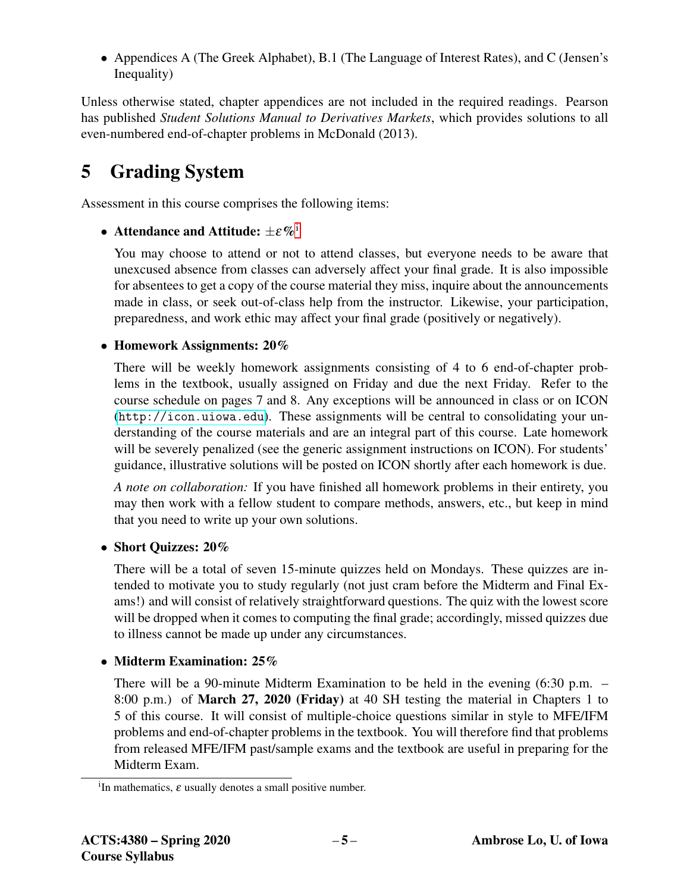- Appendices A (The Greek Alphabet), B.1 (The Language of Interest Rates), and C (Jensen's Inequality)

Unless otherwise stated, chapter appendices are not included in the required readings. Pearson has published *Student Solutions Manual to Derivatives Markets*, which provides solutions to all even-numbered end-of-chapter problems in McDonald (2013).

# 5 Grading System

Assessment in this course comprises the following items:

- **Attendance and Attitude:** $\pm\varepsilon\%$[i]

  You may choose to attend or not to attend classes, but everyone needs to be aware that unexcused absence from classes can adversely affect your final grade. It is also impossible for absentees to get a copy of the course material they miss, inquire about the announcements made in class, or seek out-of-class help from the instructor. Likewise, your participation, preparedness, and work ethic may affect your final grade (positively or negatively).

- **Homework Assignments: 20%**

  There will be weekly homework assignments consisting of 4 to 6 end-of-chapter problems in the textbook, usually assigned on Friday and due the next Friday. Refer to the course schedule on pages 7 and 8. Any exceptions will be announced in class or on ICON (`http://icon.uiowa.edu`). These assignments will be central to consolidating your understanding of the course materials and are an integral part of this course. Late homework will be severely penalized (see the generic assignment instructions on ICON). For students' guidance, illustrative solutions will be posted on ICON shortly after each homework is due.

  *A note on collaboration:* If you have finished all homework problems in their entirety, you may then work with a fellow student to compare methods, answers, etc., but keep in mind that you need to write up your own solutions.

- **Short Quizzes: 20%**

  There will be a total of seven 15-minute quizzes held on Mondays. These quizzes are intended to motivate you to study regularly (not just cram before the Midterm and Final Exams!) and will consist of relatively straightforward questions. The quiz with the lowest score will be dropped when it comes to computing the final grade; accordingly, missed quizzes due to illness cannot be made up under any circumstances.

- **Midterm Examination: 25%**

  There will be a 90-minute Midterm Examination to be held in the evening (6:30 p.m. – 8:00 p.m.) of **March 27, 2020 (Friday)** at 40 SH testing the material in Chapters 1 to 5 of this course. It will consist of multiple-choice questions similar in style to MFE/IFM problems and end-of-chapter problems in the textbook. You will therefore find that problems from released MFE/IFM past/sample exams and the textbook are useful in preparing for the Midterm Exam.

---

[i] In mathematics, $\varepsilon$ usually denotes a small positive number.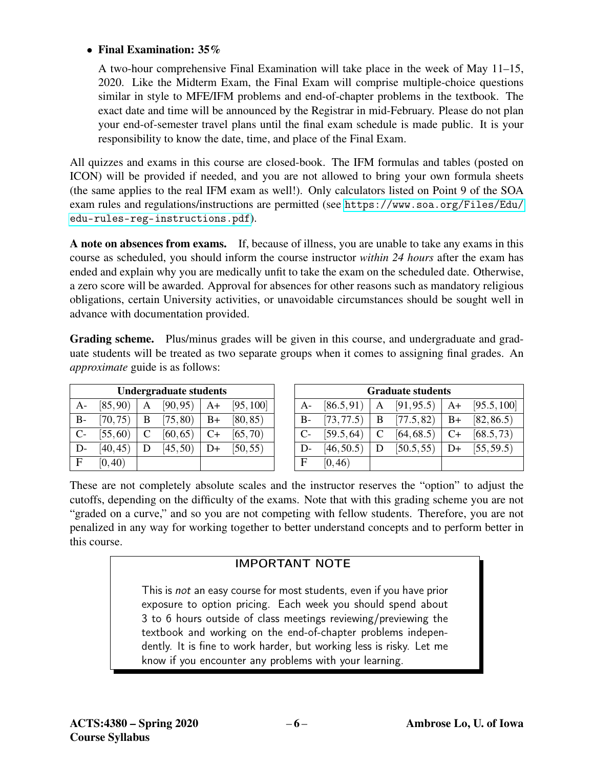- **Final Examination: 35%**

  A two-hour comprehensive Final Examination will take place in the week of May 11–15, 2020. Like the Midterm Exam, the Final Exam will comprise multiple-choice questions similar in style to MFE/IFM problems and end-of-chapter problems in the textbook. The exact date and time will be announced by the Registrar in mid-February. Please do not plan your end-of-semester travel plans until the final exam schedule is made public. It is your responsibility to know the date, time, and place of the Final Exam.

All quizzes and exams in this course are closed-book. The IFM formulas and tables (posted on ICON) will be provided if needed, and you are not allowed to bring your own formula sheets (the same applies to the real IFM exam as well!). Only calculators listed on Point 9 of the SOA exam rules and regulations/instructions are permitted (see https://www.soa.org/Files/Edu/edu-rules-reg-instructions.pdf).

**A note on absences from exams.** If, because of illness, you are unable to take any exams in this course as scheduled, you should inform the course instructor *within 24 hours* after the exam has ended and explain why you are medically unfit to take the exam on the scheduled date. Otherwise, a zero score will be awarded. Approval for absences for other reasons such as mandatory religious obligations, certain University activities, or unavoidable circumstances should be sought well in advance with documentation provided.

**Grading scheme.** Plus/minus grades will be given in this course, and undergraduate and graduate students will be treated as two separate groups when it comes to assigning final grades. An *approximate* guide is as follows:

| **Undergraduate students** | | | | | |
|---|---|---|---|---|---|
| A- | $[85,90)$ | A | $[90,95)$ | A+ | $[95,100]$ |
| B- | $[70,75)$ | B | $[75,80)$ | B+ | $[80,85)$ |
| C- | $[55,60)$ | C | $[60,65)$ | C+ | $[65,70)$ |
| D- | $[40,45)$ | D | $[45,50)$ | D+ | $[50,55)$ |
| F | $[0,40)$ | | | | |

| **Graduate students** | | | | | |
|---|---|---|---|---|---|
| A- | $[86.5,91)$ | A | $[91,95.5)$ | A+ | $[95.5,100]$ |
| B- | $[73,77.5)$ | B | $[77.5,82)$ | B+ | $[82,86.5)$ |
| C- | $[59.5,64)$ | C | $[64,68.5)$ | C+ | $[68.5,73)$ |
| D- | $[46,50.5)$ | D | $[50.5,55)$ | D+ | $[55,59.5)$ |
| F | $[0,46)$ | | | | |

These are not completely absolute scales and the instructor reserves the "option" to adjust the cutoffs, depending on the difficulty of the exams. Note that with this grading scheme you are not "graded on a curve," and so you are not competing with fellow students. Therefore, you are not penalized in any way for working together to better understand concepts and to perform better in this course.

> **IMPORTANT NOTE**
>
> This is *not* an easy course for most students, even if you have prior exposure to option pricing. Each week you should spend about 3 to 6 hours outside of class meetings reviewing/previewing the textbook and working on the end-of-chapter problems independently. It is fine to work harder, but working less is risky. Let me know if you encounter any problems with your learning.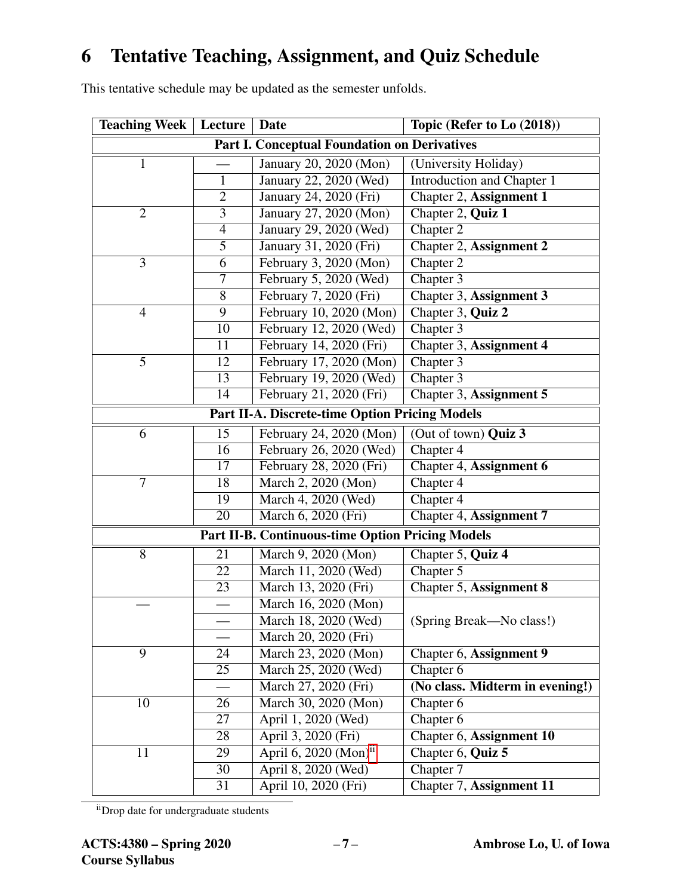# 6 Tentative Teaching, Assignment, and Quiz Schedule

This tentative schedule may be updated as the semester unfolds.

| Teaching Week | Lecture | Date | Topic (Refer to Lo (2018)) |
|---|---|---|---|
| **Part I. Conceptual Foundation on Derivatives** | | | |
| 1 | — | January 20, 2020 (Mon) | (University Holiday) |
| | 1 | January 22, 2020 (Wed) | Introduction and Chapter 1 |
| | 2 | January 24, 2020 (Fri) | Chapter 2, **Assignment 1** |
| 2 | 3 | January 27, 2020 (Mon) | Chapter 2, **Quiz 1** |
| | 4 | January 29, 2020 (Wed) | Chapter 2 |
| | 5 | January 31, 2020 (Fri) | Chapter 2, **Assignment 2** |
| 3 | 6 | February 3, 2020 (Mon) | Chapter 2 |
| | 7 | February 5, 2020 (Wed) | Chapter 3 |
| | 8 | February 7, 2020 (Fri) | Chapter 3, **Assignment 3** |
| 4 | 9 | February 10, 2020 (Mon) | Chapter 3, **Quiz 2** |
| | 10 | February 12, 2020 (Wed) | Chapter 3 |
| | 11 | February 14, 2020 (Fri) | Chapter 3, **Assignment 4** |
| 5 | 12 | February 17, 2020 (Mon) | Chapter 3 |
| | 13 | February 19, 2020 (Wed) | Chapter 3 |
| | 14 | February 21, 2020 (Fri) | Chapter 3, **Assignment 5** |
| **Part II-A. Discrete-time Option Pricing Models** | | | |
| 6 | 15 | February 24, 2020 (Mon) | (Out of town) **Quiz 3** |
| | 16 | February 26, 2020 (Wed) | Chapter 4 |
| | 17 | February 28, 2020 (Fri) | Chapter 4, **Assignment 6** |
| 7 | 18 | March 2, 2020 (Mon) | Chapter 4 |
| | 19 | March 4, 2020 (Wed) | Chapter 4 |
| | 20 | March 6, 2020 (Fri) | Chapter 4, **Assignment 7** |
| **Part II-B. Continuous-time Option Pricing Models** | | | |
| 8 | 21 | March 9, 2020 (Mon) | Chapter 5, **Quiz 4** |
| | 22 | March 11, 2020 (Wed) | Chapter 5 |
| | 23 | March 13, 2020 (Fri) | Chapter 5, **Assignment 8** |
| — | — | March 16, 2020 (Mon) | (Spring Break—No class!) |
| | — | March 18, 2020 (Wed) | |
| | — | March 20, 2020 (Fri) | |
| 9 | 24 | March 23, 2020 (Mon) | Chapter 6, **Assignment 9** |
| | 25 | March 25, 2020 (Wed) | Chapter 6 |
| | — | March 27, 2020 (Fri) | **(No class. Midterm in evening!)** |
| 10 | 26 | March 30, 2020 (Mon) | Chapter 6 |
| | 27 | April 1, 2020 (Wed) | Chapter 6 |
| | 28 | April 3, 2020 (Fri) | Chapter 6, **Assignment 10** |
| 11 | 29 | April 6, 2020 (Mon)[ii] | Chapter 6, **Quiz 5** |
| | 30 | April 8, 2020 (Wed) | Chapter 7 |
| | 31 | April 10, 2020 (Fri) | Chapter 7, **Assignment 11** |

[ii] Drop date for undergraduate students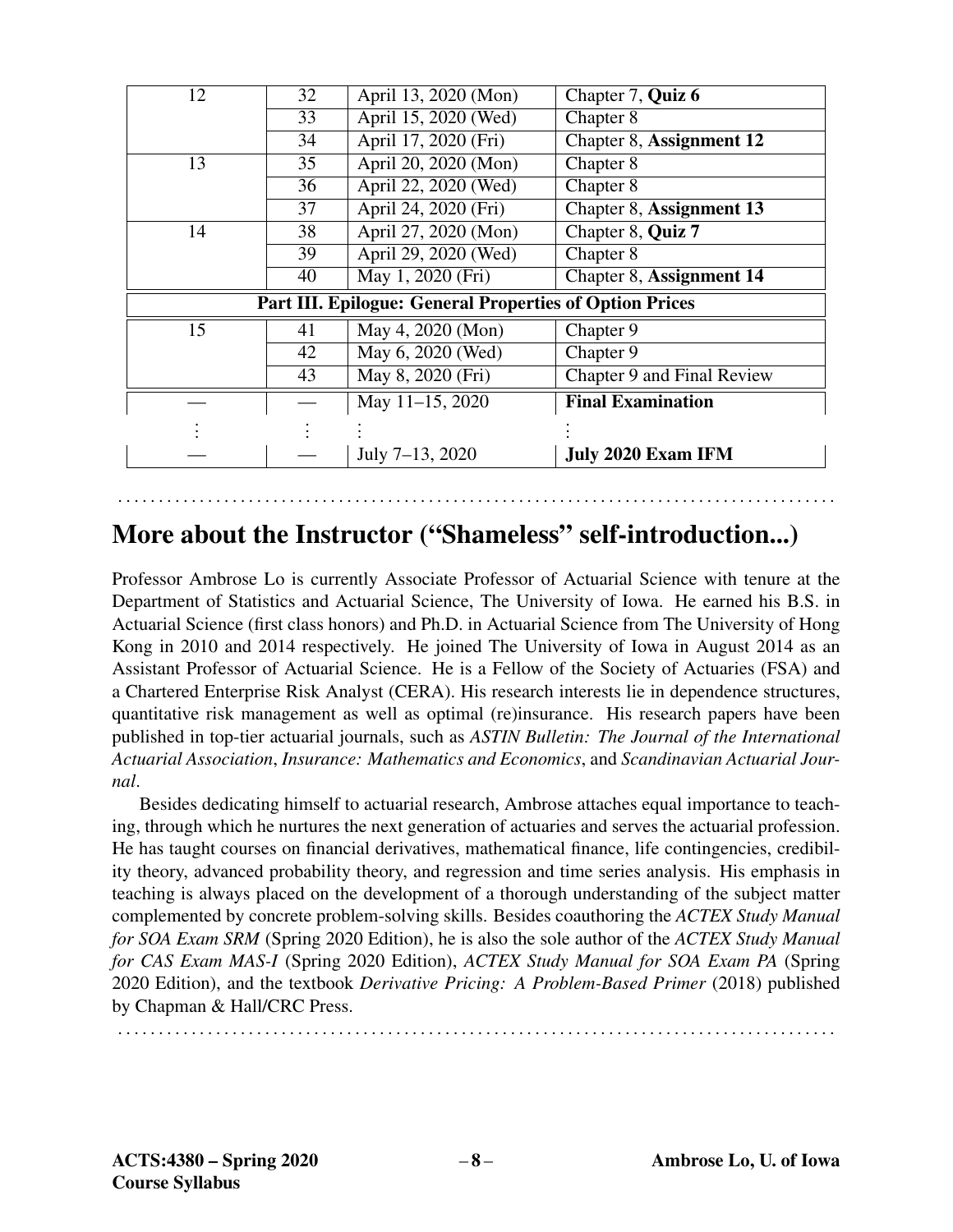| Week | Lecture | Date | Topic |
|---|---|---|---|
| 12 | 32 | April 13, 2020 (Mon) | Chapter 7, **Quiz 6** |
| | 33 | April 15, 2020 (Wed) | Chapter 8 |
| | 34 | April 17, 2020 (Fri) | Chapter 8, **Assignment 12** |
| 13 | 35 | April 20, 2020 (Mon) | Chapter 8 |
| | 36 | April 22, 2020 (Wed) | Chapter 8 |
| | 37 | April 24, 2020 (Fri) | Chapter 8, **Assignment 13** |
| 14 | 38 | April 27, 2020 (Mon) | Chapter 8, **Quiz 7** |
| | 39 | April 29, 2020 (Wed) | Chapter 8 |
| | 40 | May 1, 2020 (Fri) | Chapter 8, **Assignment 14** |
| **Part III. Epilogue: General Properties of Option Prices** | | | |
| 15 | 41 | May 4, 2020 (Mon) | Chapter 9 |
| | 42 | May 6, 2020 (Wed) | Chapter 9 |
| | 43 | May 8, 2020 (Fri) | Chapter 9 and Final Review |
| — | — | May 11–15, 2020 | **Final Examination** |
| ⋮ | ⋮ | ⋮ | ⋮ |
| — | — | July 7–13, 2020 | **July 2020 Exam IFM** |

## More about the Instructor ("Shameless" self-introduction...)

Professor Ambrose Lo is currently Associate Professor of Actuarial Science with tenure at the Department of Statistics and Actuarial Science, The University of Iowa. He earned his B.S. in Actuarial Science (first class honors) and Ph.D. in Actuarial Science from The University of Hong Kong in 2010 and 2014 respectively. He joined The University of Iowa in August 2014 as an Assistant Professor of Actuarial Science. He is a Fellow of the Society of Actuaries (FSA) and a Chartered Enterprise Risk Analyst (CERA). His research interests lie in dependence structures, quantitative risk management as well as optimal (re)insurance. His research papers have been published in top-tier actuarial journals, such as *ASTIN Bulletin: The Journal of the International Actuarial Association*, *Insurance: Mathematics and Economics*, and *Scandinavian Actuarial Journal*.

Besides dedicating himself to actuarial research, Ambrose attaches equal importance to teaching, through which he nurtures the next generation of actuaries and serves the actuarial profession. He has taught courses on financial derivatives, mathematical finance, life contingencies, credibility theory, advanced probability theory, and regression and time series analysis. His emphasis in teaching is always placed on the development of a thorough understanding of the subject matter complemented by concrete problem-solving skills. Besides coauthoring the *ACTEX Study Manual for SOA Exam SRM* (Spring 2020 Edition), he is also the sole author of the *ACTEX Study Manual for CAS Exam MAS-I* (Spring 2020 Edition), *ACTEX Study Manual for SOA Exam PA* (Spring 2020 Edition), and the textbook *Derivative Pricing: A Problem-Based Primer* (2018) published by Chapman & Hall/CRC Press.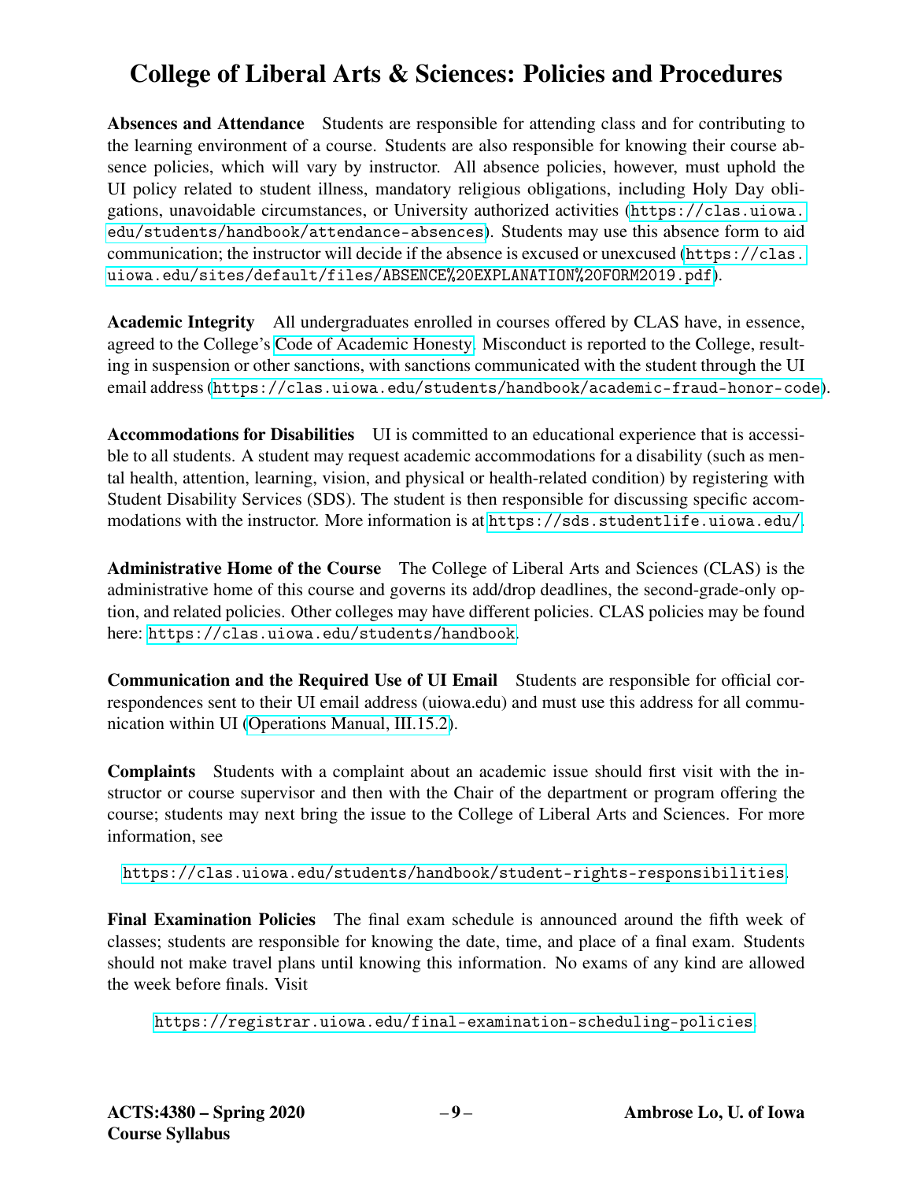# College of Liberal Arts & Sciences: Policies and Procedures

**Absences and Attendance** Students are responsible for attending class and for contributing to the learning environment of a course. Students are also responsible for knowing their course absence policies, which will vary by instructor. All absence policies, however, must uphold the UI policy related to student illness, mandatory religious obligations, including Holy Day obligations, unavoidable circumstances, or University authorized activities (`https://clas.uiowa.edu/students/handbook/attendance-absences`). Students may use this absence form to aid communication; the instructor will decide if the absence is excused or unexcused (`https://clas.uiowa.edu/sites/default/files/ABSENCE%20EXPLANATION%20FORM2019.pdf`).

**Academic Integrity** All undergraduates enrolled in courses offered by CLAS have, in essence, agreed to the College's Code of Academic Honesty. Misconduct is reported to the College, resulting in suspension or other sanctions, with sanctions communicated with the student through the UI email address (`https://clas.uiowa.edu/students/handbook/academic-fraud-honor-code`).

**Accommodations for Disabilities** UI is committed to an educational experience that is accessible to all students. A student may request academic accommodations for a disability (such as mental health, attention, learning, vision, and physical or health-related condition) by registering with Student Disability Services (SDS). The student is then responsible for discussing specific accommodations with the instructor. More information is at `https://sds.studentlife.uiowa.edu/`.

**Administrative Home of the Course** The College of Liberal Arts and Sciences (CLAS) is the administrative home of this course and governs its add/drop deadlines, the second-grade-only option, and related policies. Other colleges may have different policies. CLAS policies may be found here: `https://clas.uiowa.edu/students/handbook`.

**Communication and the Required Use of UI Email** Students are responsible for official correspondences sent to their UI email address (uiowa.edu) and must use this address for all communication within UI (Operations Manual, III.15.2).

**Complaints** Students with a complaint about an academic issue should first visit with the instructor or course supervisor and then with the Chair of the department or program offering the course; students may next bring the issue to the College of Liberal Arts and Sciences. For more information, see

`https://clas.uiowa.edu/students/handbook/student-rights-responsibilities`.

**Final Examination Policies** The final exam schedule is announced around the fifth week of classes; students are responsible for knowing the date, time, and place of a final exam. Students should not make travel plans until knowing this information. No exams of any kind are allowed the week before finals. Visit

`https://registrar.uiowa.edu/final-examination-scheduling-policies`.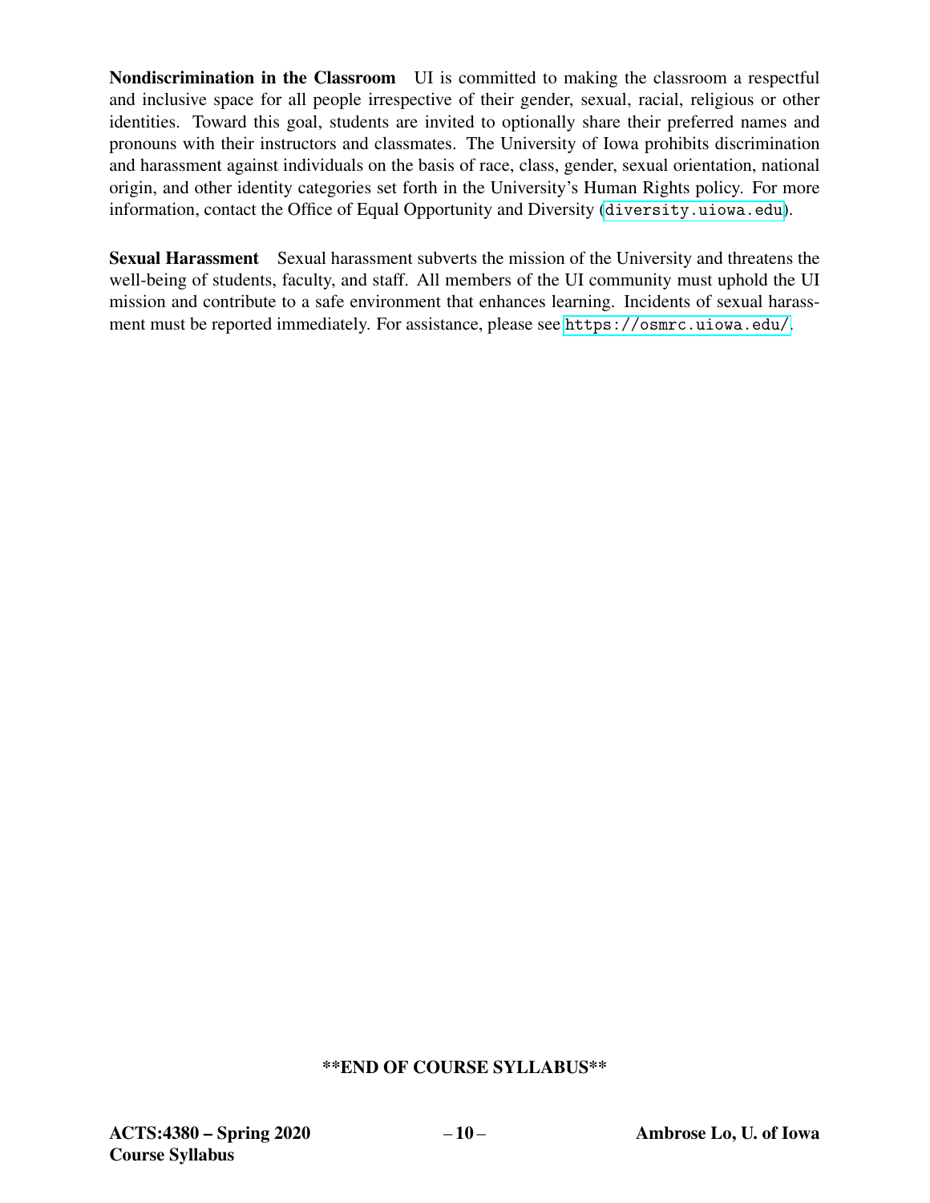**Nondiscrimination in the Classroom** UI is committed to making the classroom a respectful and inclusive space for all people irrespective of their gender, sexual, racial, religious or other identities. Toward this goal, students are invited to optionally share their preferred names and pronouns with their instructors and classmates. The University of Iowa prohibits discrimination and harassment against individuals on the basis of race, class, gender, sexual orientation, national origin, and other identity categories set forth in the University's Human Rights policy. For more information, contact the Office of Equal Opportunity and Diversity (diversity.uiowa.edu).

**Sexual Harassment** Sexual harassment subverts the mission of the University and threatens the well-being of students, faculty, and staff. All members of the UI community must uphold the UI mission and contribute to a safe environment that enhances learning. Incidents of sexual harassment must be reported immediately. For assistance, please see https://osmrc.uiowa.edu/.

**\*\*END OF COURSE SYLLABUS\*\***